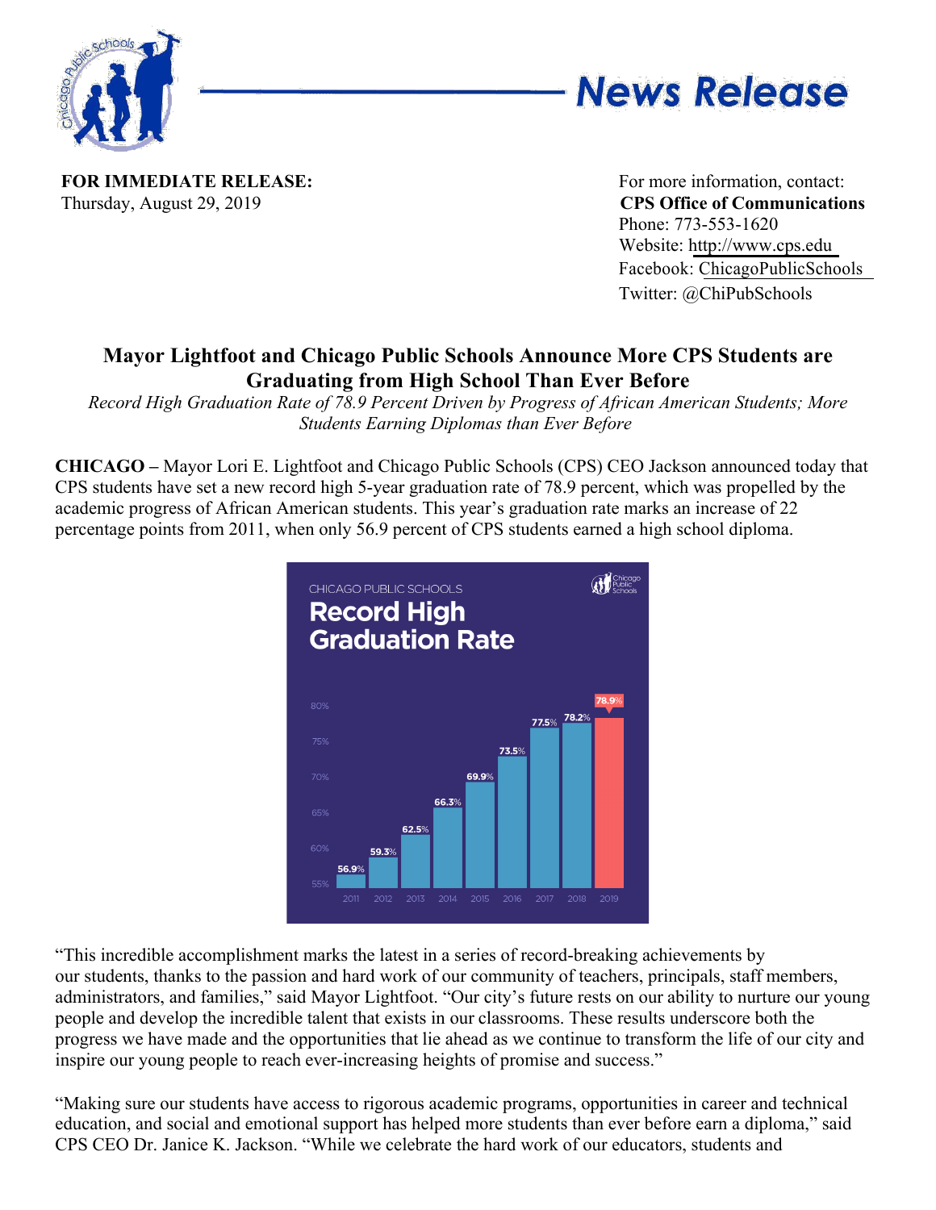# News Release

**FOR IMMEDIATE RELEASE:**
Thursday, August 29, 2019

For more information, contact:
**CPS Office of Communications**
Phone: 773-553-1620
Website: http://www.cps.edu
Facebook: ChicagoPublicSchools
Twitter: @ChiPubSchools

## Mayor Lightfoot and Chicago Public Schools Announce More CPS Students are Graduating from High School Than Ever Before

*Record High Graduation Rate of 78.9 Percent Driven by Progress of African American Students; More Students Earning Diplomas than Ever Before*

**CHICAGO –** Mayor Lori E. Lightfoot and Chicago Public Schools (CPS) CEO Jackson announced today that CPS students have set a new record high 5-year graduation rate of 78.9 percent, which was propelled by the academic progress of African American students. This year's graduation rate marks an increase of 22 percentage points from 2011, when only 56.9 percent of CPS students earned a high school diploma.

CHICAGO PUBLIC SCHOOLS

**Record High Graduation Rate**

| Year | Graduation Rate |
|---|---|
| 2011 | 56.9% |
| 2012 | 59.3% |
| 2013 | 62.5% |
| 2014 | 66.3% |
| 2015 | 69.9% |
| 2016 | 73.5% |
| 2017 | 77.5% |
| 2018 | 78.2% |
| 2019 | 78.9% |

"This incredible accomplishment marks the latest in a series of record-breaking achievements by our students, thanks to the passion and hard work of our community of teachers, principals, staff members, administrators, and families," said Mayor Lightfoot. "Our city's future rests on our ability to nurture our young people and develop the incredible talent that exists in our classrooms. These results underscore both the progress we have made and the opportunities that lie ahead as we continue to transform the life of our city and inspire our young people to reach ever-increasing heights of promise and success."

"Making sure our students have access to rigorous academic programs, opportunities in career and technical education, and social and emotional support has helped more students than ever before earn a diploma," said CPS CEO Dr. Janice K. Jackson. "While we celebrate the hard work of our educators, students and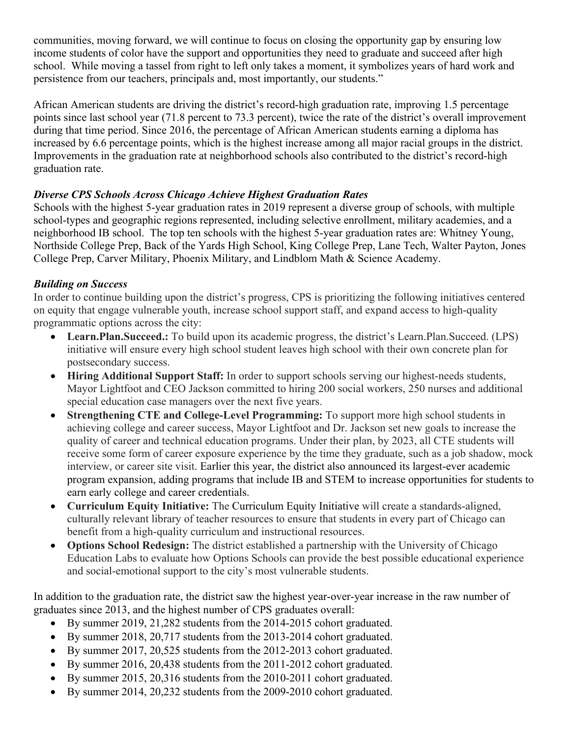communities, moving forward, we will continue to focus on closing the opportunity gap by ensuring low income students of color have the support and opportunities they need to graduate and succeed after high school.  While moving a tassel from right to left only takes a moment, it symbolizes years of hard work and persistence from our teachers, principals and, most importantly, our students."

African American students are driving the district's record-high graduation rate, improving 1.5 percentage points since last school year (71.8 percent to 73.3 percent), twice the rate of the district's overall improvement during that time period. Since 2016, the percentage of African American students earning a diploma has increased by 6.6 percentage points, which is the highest increase among all major racial groups in the district. Improvements in the graduation rate at neighborhood schools also contributed to the district's record-high graduation rate.

***Diverse CPS Schools Across Chicago Achieve Highest Graduation Rates***

Schools with the highest 5-year graduation rates in 2019 represent a diverse group of schools, with multiple school-types and geographic regions represented, including selective enrollment, military academies, and a neighborhood IB school.  The top ten schools with the highest 5-year graduation rates are: Whitney Young, Northside College Prep, Back of the Yards High School, King College Prep, Lane Tech, Walter Payton, Jones College Prep, Carver Military, Phoenix Military, and Lindblom Math & Science Academy.

***Building on Success***

In order to continue building upon the district's progress, CPS is prioritizing the following initiatives centered on equity that engage vulnerable youth, increase school support staff, and expand access to high-quality programmatic options across the city:

- **Learn.Plan.Succeed.:** To build upon its academic progress, the district's Learn.Plan.Succeed. (LPS) initiative will ensure every high school student leaves high school with their own concrete plan for postsecondary success.
- **Hiring Additional Support Staff:** In order to support schools serving our highest-needs students, Mayor Lightfoot and CEO Jackson committed to hiring 200 social workers, 250 nurses and additional special education case managers over the next five years.
- **Strengthening CTE and College-Level Programming:** To support more high school students in achieving college and career success, Mayor Lightfoot and Dr. Jackson set new goals to increase the quality of career and technical education programs. Under their plan, by 2023, all CTE students will receive some form of career exposure experience by the time they graduate, such as a job shadow, mock interview, or career site visit. Earlier this year, the district also announced its largest-ever academic program expansion, adding programs that include IB and STEM to increase opportunities for students to earn early college and career credentials.
- **Curriculum Equity Initiative:** The Curriculum Equity Initiative will create a standards-aligned, culturally relevant library of teacher resources to ensure that students in every part of Chicago can benefit from a high-quality curriculum and instructional resources.
- **Options School Redesign:** The district established a partnership with the University of Chicago Education Labs to evaluate how Options Schools can provide the best possible educational experience and social-emotional support to the city's most vulnerable students.

In addition to the graduation rate, the district saw the highest year-over-year increase in the raw number of graduates since 2013, and the highest number of CPS graduates overall:

- By summer 2019, 21,282 students from the 2014-2015 cohort graduated.
- By summer 2018, 20,717 students from the 2013-2014 cohort graduated.
- By summer 2017, 20,525 students from the 2012-2013 cohort graduated.
- By summer 2016, 20,438 students from the 2011-2012 cohort graduated.
- By summer 2015, 20,316 students from the 2010-2011 cohort graduated.
- By summer 2014, 20,232 students from the 2009-2010 cohort graduated.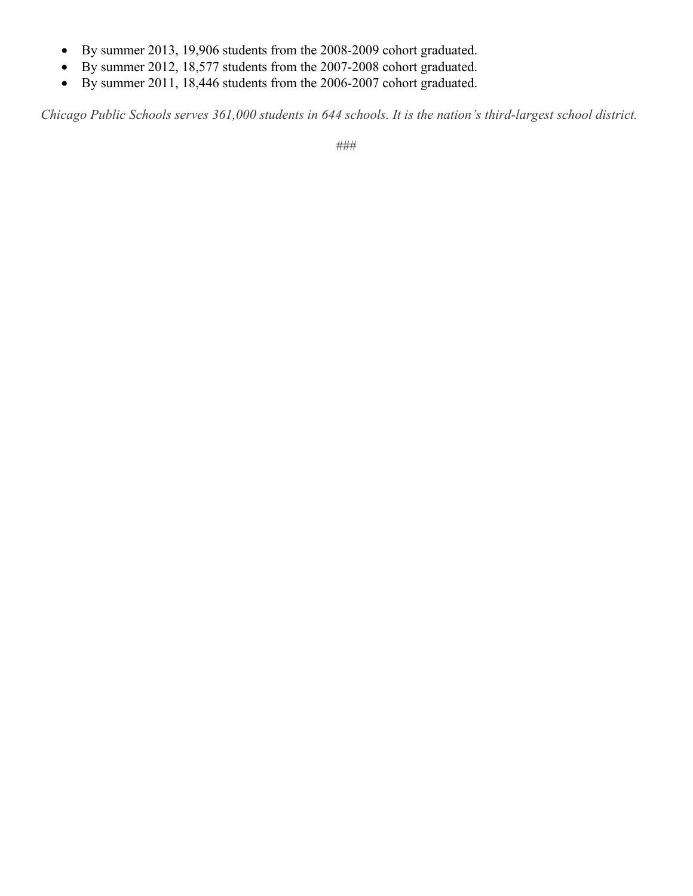- By summer 2013, 19,906 students from the 2008-2009 cohort graduated.
- By summer 2012, 18,577 students from the 2007-2008 cohort graduated.
- By summer 2011, 18,446 students from the 2006-2007 cohort graduated.

*Chicago Public Schools serves 361,000 students in 644 schools. It is the nation's third-largest school district.*

###